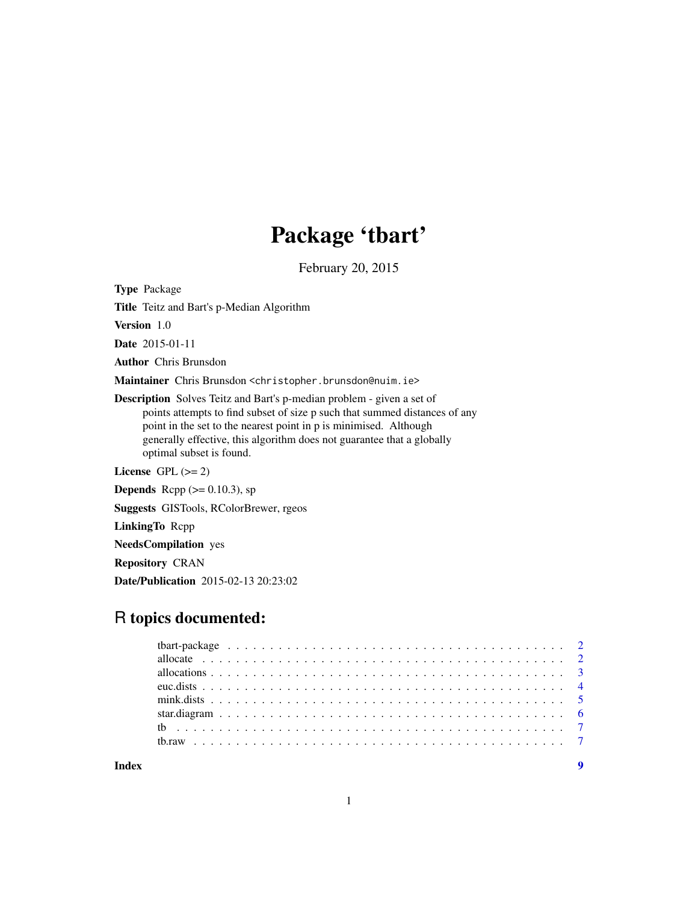# Package 'tbart'

February 20, 2015

**Type** Package

**Title** Teitz and Bart's p-Median Algorithm

**Version** 1.0

**Date** 2015-01-11

**Author** Chris Brunsdon

**Maintainer** Chris Brunsdon <christopher.brunsdon@nuim.ie>

**Description** Solves Teitz and Bart's p-median problem - given a set of points attempts to find subset of size p such that summed distances of any point in the set to the nearest point in p is minimised. Although generally effective, this algorithm does not guarantee that a globally optimal subset is found.

**License** GPL (>= 2)

**Depends** Rcpp (>= 0.10.3), sp

**Suggests** GISTools, RColorBrewer, rgeos

**LinkingTo** Rcpp

**NeedsCompilation** yes

**Repository** CRAN

**Date/Publication** 2015-02-13 20:23:02

## R topics documented:

| | |
|---|---|
| tbart-package | 2 |
| allocate | 2 |
| allocations | 3 |
| euc.dists | 4 |
| mink.dists | 5 |
| star.diagram | 6 |
| tb | 7 |
| tb.raw | 7 |
| **Index** | **9** |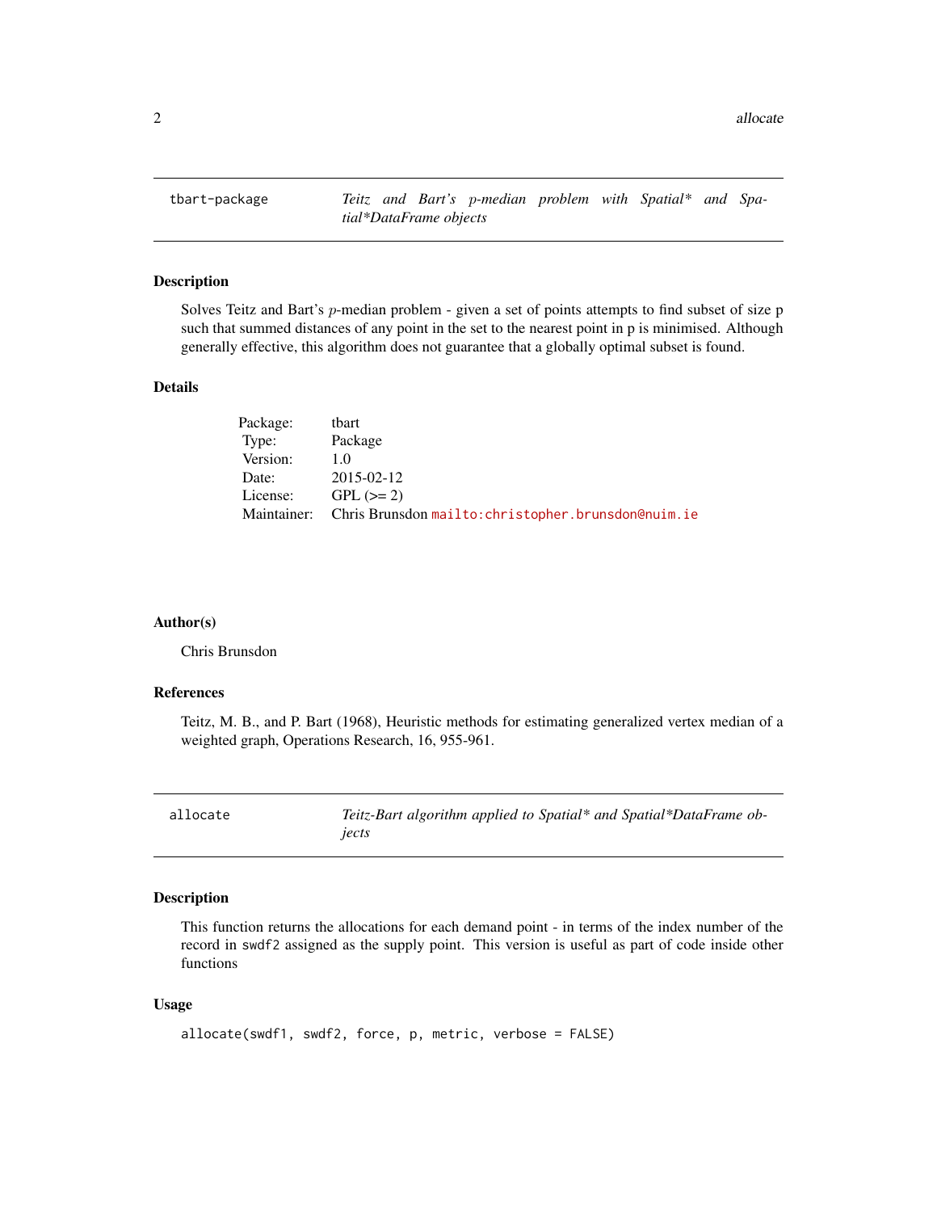## tbart-package — *Teitz and Bart's p-median problem with Spatial* and Spatial*DataFrame objects*

### Description

Solves Teitz and Bart's $p$-median problem - given a set of points attempts to find subset of size p such that summed distances of any point in the set to the nearest point in p is minimised. Although generally effective, this algorithm does not guarantee that a globally optimal subset is found.

### Details

| | |
|---|---|
| Package: | tbart |
| Type: | Package |
| Version: | 1.0 |
| Date: | 2015-02-12 |
| License: | GPL (>= 2) |
| Maintainer: | Chris Brunsdon mailto:christopher.brunsdon@nuim.ie |

### Author(s)

Chris Brunsdon

### References

Teitz, M. B., and P. Bart (1968), Heuristic methods for estimating generalized vertex median of a weighted graph, Operations Research, 16, 955-961.

## allocate — *Teitz-Bart algorithm applied to Spatial* and Spatial*DataFrame objects*

### Description

This function returns the allocations for each demand point - in terms of the index number of the record in `swdf2` assigned as the supply point. This version is useful as part of code inside other functions

### Usage

```
allocate(swdf1, swdf2, force, p, metric, verbose = FALSE)
```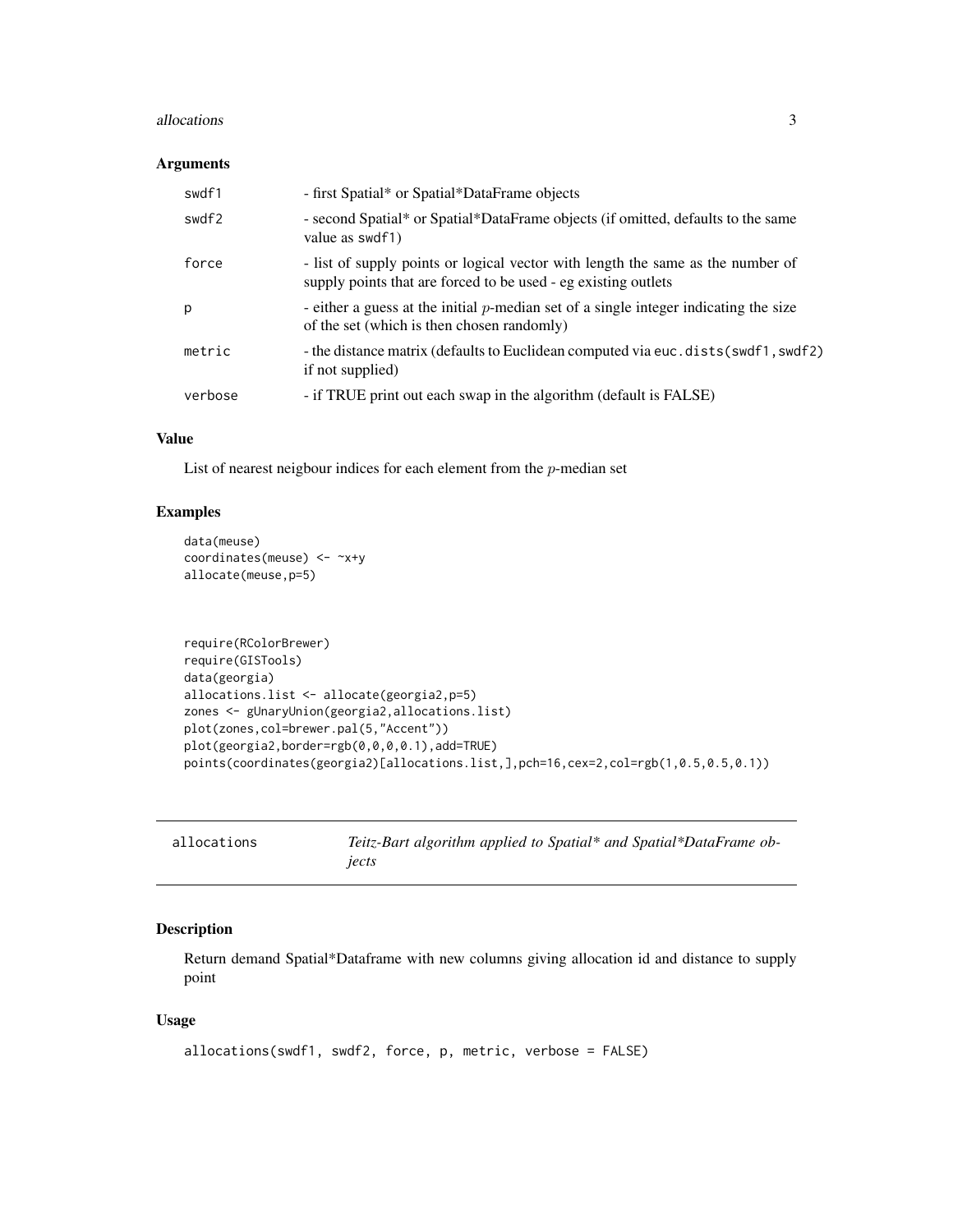### Arguments

| | |
|---|---|
| swdf1 | - first Spatial* or Spatial*DataFrame objects |
| swdf2 | - second Spatial* or Spatial*DataFrame objects (if omitted, defaults to the same value as swdf1) |
| force | - list of supply points or logical vector with length the same as the number of supply points that are forced to be used - eg existing outlets |
| p | - either a guess at the initial $p$-median set of a single integer indicating the size of the set (which is then chosen randomly) |
| metric | - the distance matrix (defaults to Euclidean computed via `euc.dists(swdf1,swdf2)` if not supplied) |
| verbose | - if TRUE print out each swap in the algorithm (default is FALSE) |

### Value

List of nearest neigbour indices for each element from the $p$-median set

### Examples

```
data(meuse)
coordinates(meuse) <- ~x+y
allocate(meuse,p=5)



require(RColorBrewer)
require(GISTools)
data(georgia)
allocations.list <- allocate(georgia2,p=5)
zones <- gUnaryUnion(georgia2,allocations.list)
plot(zones,col=brewer.pal(5,"Accent"))
plot(georgia2,border=rgb(0,0,0,0.1),add=TRUE)
points(coordinates(georgia2)[allocations.list,],pch=16,cex=2,col=rgb(1,0.5,0.5,0.1))
```

---

## allocations — *Teitz-Bart algorithm applied to Spatial* and Spatial*DataFrame objects*

### Description

Return demand Spatial*Dataframe with new columns giving allocation id and distance to supply point

### Usage

```
allocations(swdf1, swdf2, force, p, metric, verbose = FALSE)
```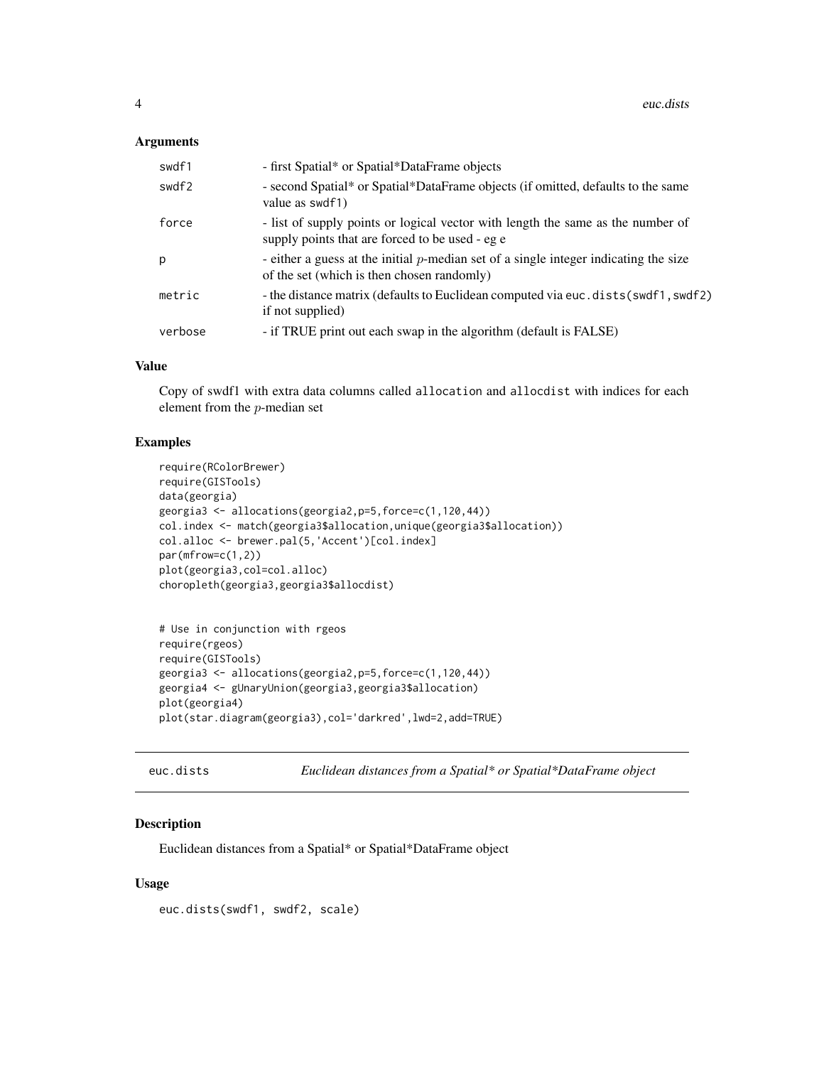## Arguments

| | |
|---|---|
| swdf1 | - first Spatial* or Spatial*DataFrame objects |
| swdf2 | - second Spatial* or Spatial*DataFrame objects (if omitted, defaults to the same value as swdf1) |
| force | - list of supply points or logical vector with length the same as the number of supply points that are forced to be used - eg e |
| p | - either a guess at the initial $p$-median set of a single integer indicating the size of the set (which is then chosen randomly) |
| metric | - the distance matrix (defaults to Euclidean computed via euc.dists(swdf1,swdf2) if not supplied) |
| verbose | - if TRUE print out each swap in the algorithm (default is FALSE) |

## Value

Copy of swdf1 with extra data columns called allocation and allocdist with indices for each element from the $p$-median set

## Examples

```
require(RColorBrewer)
require(GISTools)
data(georgia)
georgia3 <- allocations(georgia2,p=5,force=c(1,120,44))
col.index <- match(georgia3$allocation,unique(georgia3$allocation))
col.alloc <- brewer.pal(5,'Accent')[col.index]
par(mfrow=c(1,2))
plot(georgia3,col=col.alloc)
choropleth(georgia3,georgia3$allocdist)


# Use in conjunction with rgeos
require(rgeos)
require(GISTools)
georgia3 <- allocations(georgia2,p=5,force=c(1,120,44))
georgia4 <- gUnaryUnion(georgia3,georgia3$allocation)
plot(georgia4)
plot(star.diagram(georgia3),col='darkred',lwd=2,add=TRUE)
```

---

# euc.dists *Euclidean distances from a Spatial* or Spatial*DataFrame object*

## Description

Euclidean distances from a Spatial* or Spatial*DataFrame object

## Usage

```
euc.dists(swdf1, swdf2, scale)
```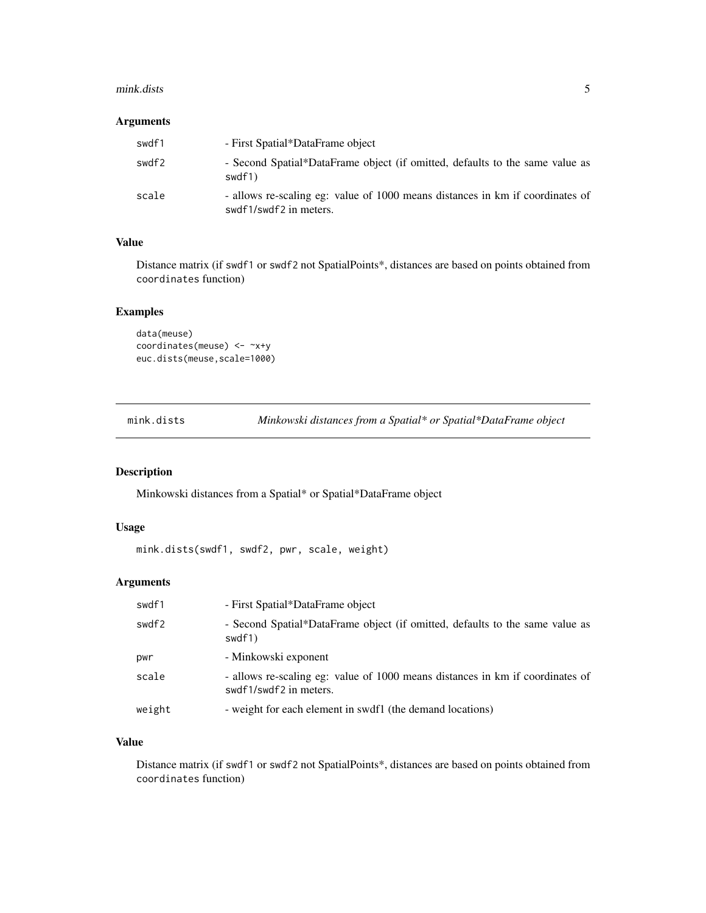### Arguments

| | |
|---|---|
| swdf1 | - First Spatial*DataFrame object |
| swdf2 | - Second Spatial*DataFrame object (if omitted, defaults to the same value as swdf1) |
| scale | - allows re-scaling eg: value of 1000 means distances in km if coordinates of swdf1/swdf2 in meters. |

### Value

Distance matrix (if swdf1 or swdf2 not SpatialPoints*, distances are based on points obtained from coordinates function)

### Examples

```
data(meuse)
coordinates(meuse) <- ~x+y
euc.dists(meuse,scale=1000)
```

---

## mink.dists — *Minkowski distances from a Spatial* or Spatial*DataFrame object*

### Description

Minkowski distances from a Spatial* or Spatial*DataFrame object

### Usage

```
mink.dists(swdf1, swdf2, pwr, scale, weight)
```

### Arguments

| | |
|---|---|
| swdf1 | - First Spatial*DataFrame object |
| swdf2 | - Second Spatial*DataFrame object (if omitted, defaults to the same value as swdf1) |
| pwr | - Minkowski exponent |
| scale | - allows re-scaling eg: value of 1000 means distances in km if coordinates of swdf1/swdf2 in meters. |
| weight | - weight for each element in swdf1 (the demand locations) |

### Value

Distance matrix (if swdf1 or swdf2 not SpatialPoints*, distances are based on points obtained from coordinates function)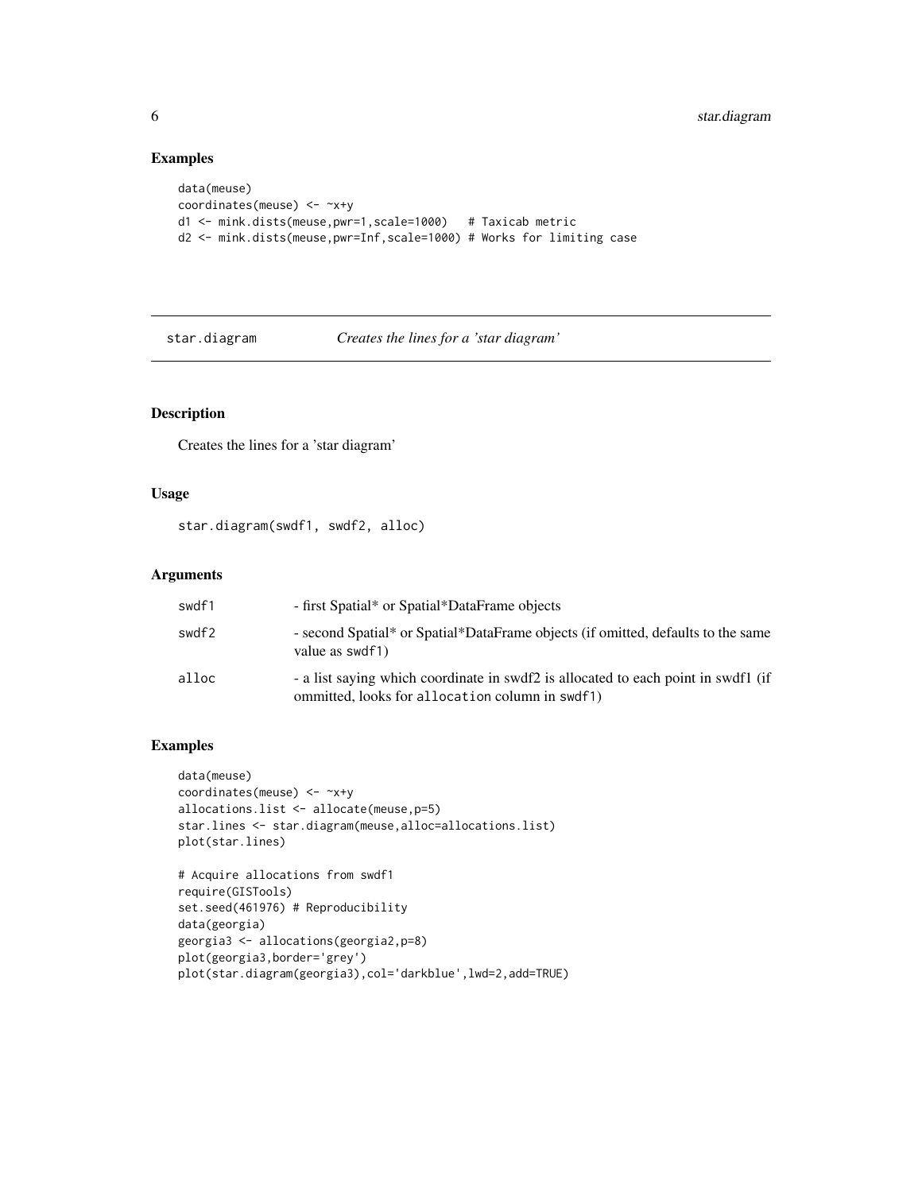## Examples

```
data(meuse)
coordinates(meuse) <- ~x+y
d1 <- mink.dists(meuse,pwr=1,scale=1000)   # Taxicab metric
d2 <- mink.dists(meuse,pwr=Inf,scale=1000) # Works for limiting case
```

---

# star.diagram — *Creates the lines for a 'star diagram'*

---

## Description

Creates the lines for a 'star diagram'

## Usage

```
star.diagram(swdf1, swdf2, alloc)
```

## Arguments

| | |
|---|---|
| swdf1 | - first Spatial* or Spatial*DataFrame objects |
| swdf2 | - second Spatial* or Spatial*DataFrame objects (if omitted, defaults to the same value as swdf1) |
| alloc | - a list saying which coordinate in swdf2 is allocated to each point in swdf1 (if ommitted, looks for `allocation` column in swdf1) |

## Examples

```
data(meuse)
coordinates(meuse) <- ~x+y
allocations.list <- allocate(meuse,p=5)
star.lines <- star.diagram(meuse,alloc=allocations.list)
plot(star.lines)

# Acquire allocations from swdf1
require(GISTools)
set.seed(461976) # Reproducibility
data(georgia)
georgia3 <- allocations(georgia2,p=8)
plot(georgia3,border='grey')
plot(star.diagram(georgia3),col='darkblue',lwd=2,add=TRUE)
```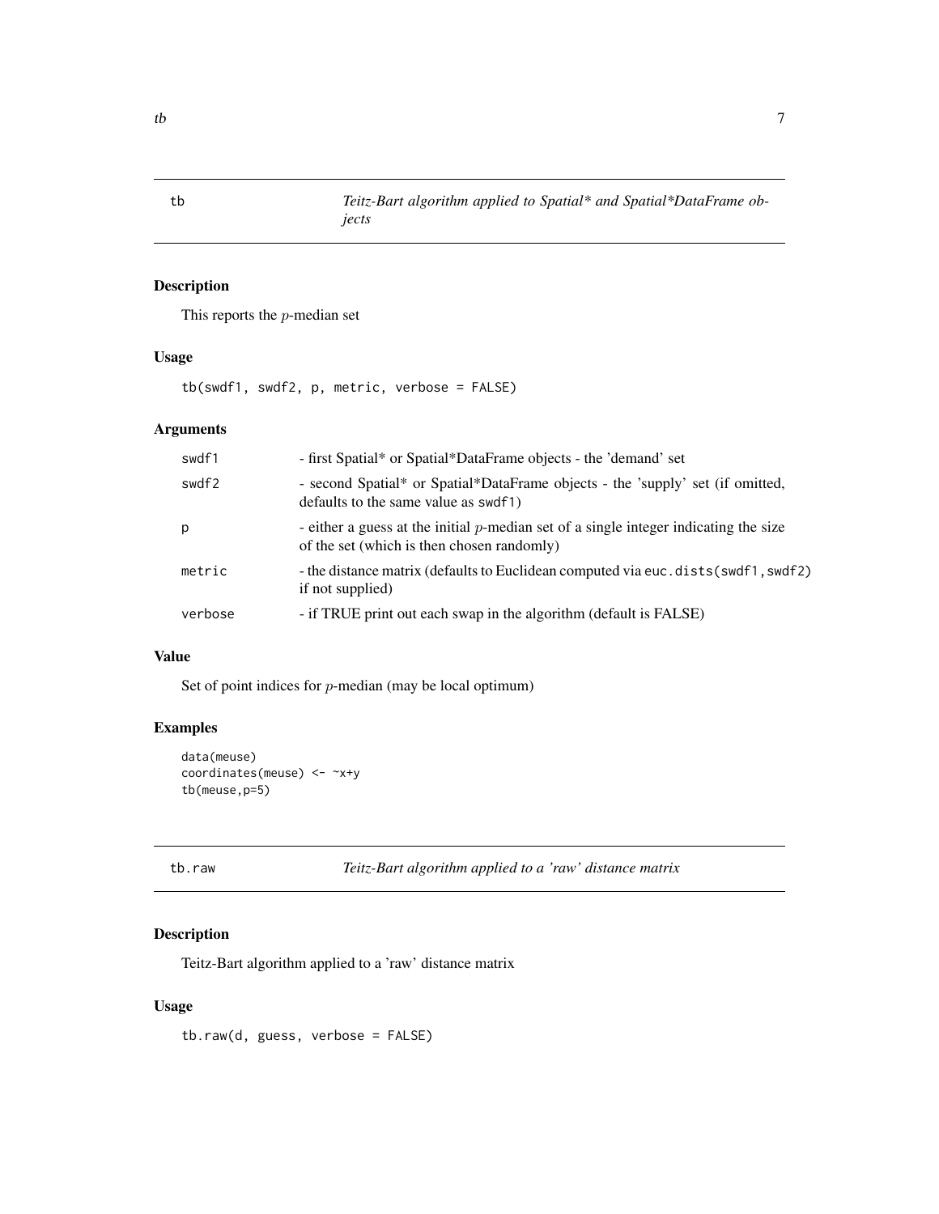## tb — *Teitz-Bart algorithm applied to Spatial\* and Spatial\*DataFrame objects*

### Description

This reports the $p$-median set

### Usage

```
tb(swdf1, swdf2, p, metric, verbose = FALSE)
```

### Arguments

| | |
|---|---|
| swdf1 | - first Spatial* or Spatial*DataFrame objects - the 'demand' set |
| swdf2 | - second Spatial* or Spatial*DataFrame objects - the 'supply' set (if omitted, defaults to the same value as `swdf1`) |
| p | - either a guess at the initial $p$-median set of a single integer indicating the size of the set (which is then chosen randomly) |
| metric | - the distance matrix (defaults to Euclidean computed via `euc.dists(swdf1,swdf2)` if not supplied) |
| verbose | - if TRUE print out each swap in the algorithm (default is FALSE) |

### Value

Set of point indices for $p$-median (may be local optimum)

### Examples

```
data(meuse)
coordinates(meuse) <- ~x+y
tb(meuse,p=5)
```

## tb.raw — *Teitz-Bart algorithm applied to a 'raw' distance matrix*

### Description

Teitz-Bart algorithm applied to a 'raw' distance matrix

### Usage

```
tb.raw(d, guess, verbose = FALSE)
```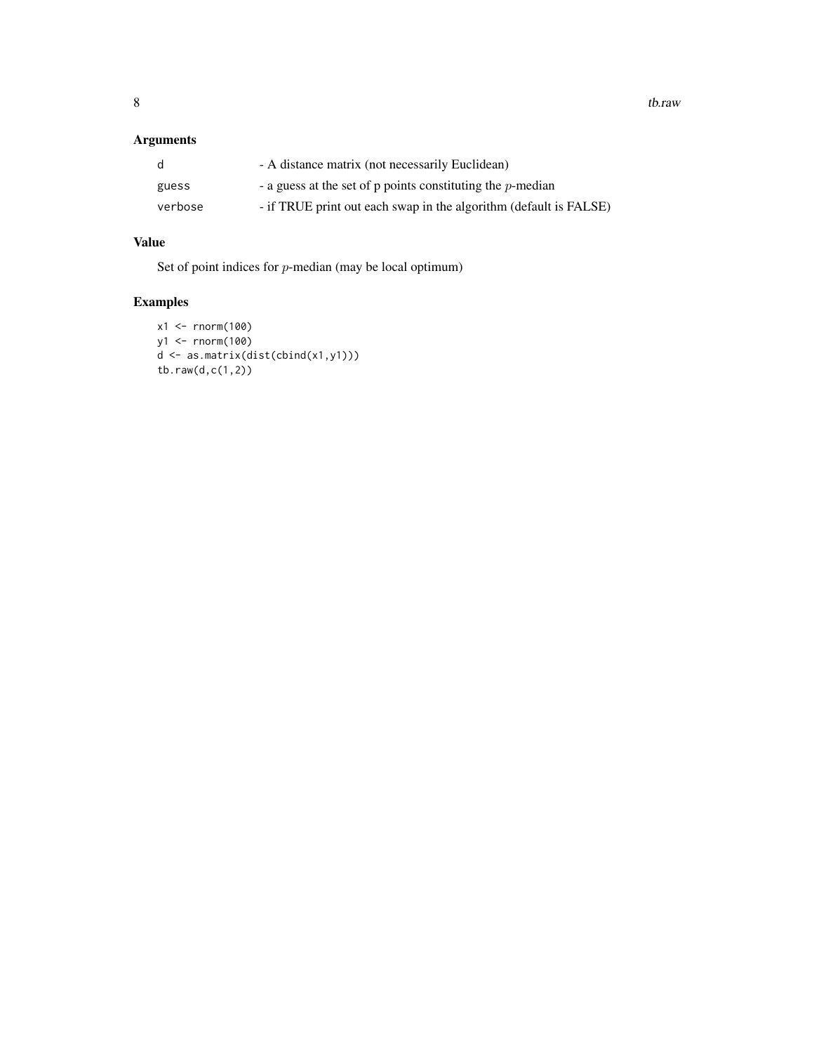## Arguments

| | |
|---|---|
| `d` | - A distance matrix (not necessarily Euclidean) |
| `guess` | - a guess at the set of p points constituting the $p$-median |
| `verbose` | - if TRUE print out each swap in the algorithm (default is FALSE) |

## Value

Set of point indices for $p$-median (may be local optimum)

## Examples

```
x1 <- rnorm(100)
y1 <- rnorm(100)
d <- as.matrix(dist(cbind(x1,y1)))
tb.raw(d,c(1,2))
```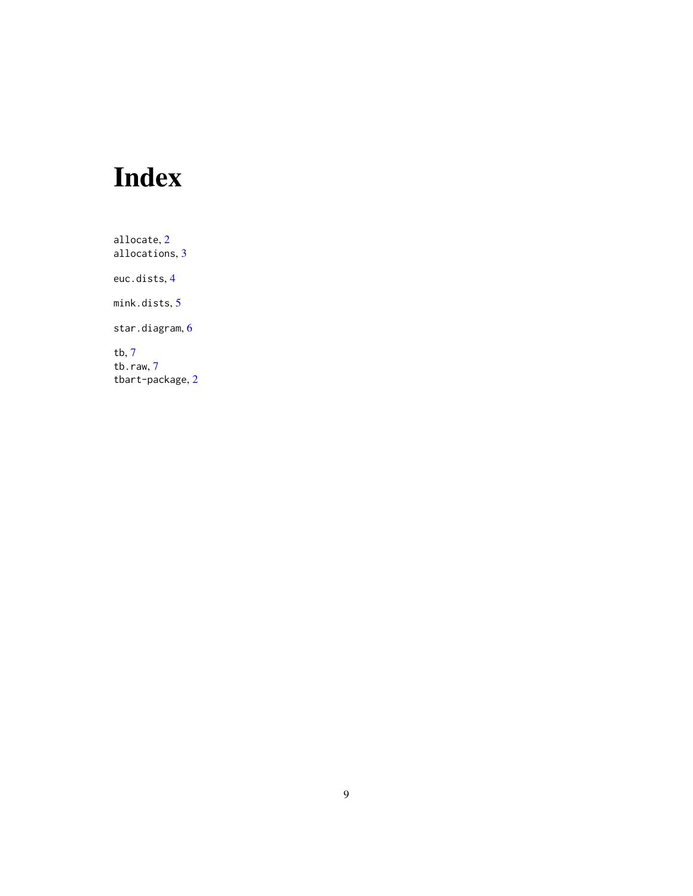# Index

allocate, 2
allocations, 3

euc.dists, 4

mink.dists, 5

star.diagram, 6

tb, 7
tb.raw, 7
tbart-package, 2